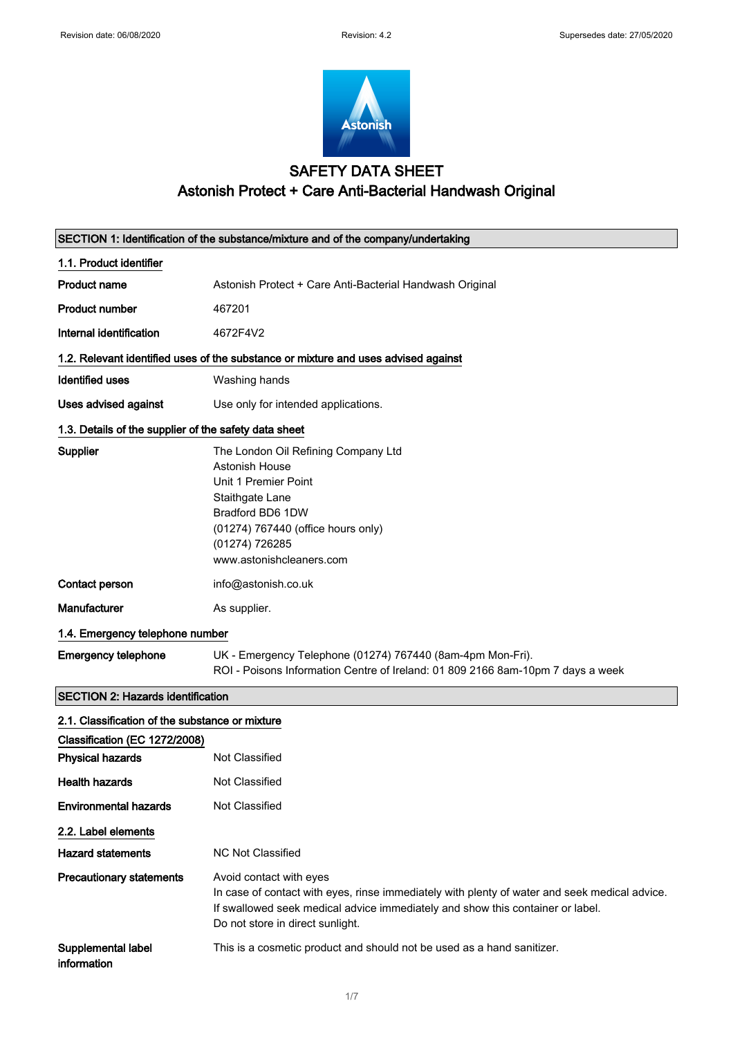Revision date: 06/08/2020 Revision: 4.2 Supersedes date: 27/05/2020

# SAFETY DATA SHEET
## Astonish Protect + Care Anti-Bacterial Handwash Original

### SECTION 1: Identification of the substance/mixture and of the company/undertaking

**1.1. Product identifier**

| | |
|---|---|
| **Product name** | Astonish Protect + Care Anti-Bacterial Handwash Original |
| **Product number** | 467201 |
| **Internal identification** | 4672F4V2 |

**1.2. Relevant identified uses of the substance or mixture and uses advised against**

| | |
|---|---|
| **Identified uses** | Washing hands |
| **Uses advised against** | Use only for intended applications. |

**1.3. Details of the supplier of the safety data sheet**

**Supplier**
The London Oil Refining Company Ltd
Astonish House
Unit 1 Premier Point
Staithgate Lane
Bradford BD6 1DW
(01274) 767440 (office hours only)
(01274) 726285
www.astonishcleaners.com

| | |
|---|---|
| **Contact person** | info@astonish.co.uk |
| **Manufacturer** | As supplier. |

**1.4. Emergency telephone number**

**Emergency telephone**
UK - Emergency Telephone (01274) 767440 (8am-4pm Mon-Fri).
ROI - Poisons Information Centre of Ireland: 01 809 2166 8am-10pm 7 days a week

### SECTION 2: Hazards identification

**2.1. Classification of the substance or mixture**

**Classification (EC 1272/2008)**

| | |
|---|---|
| **Physical hazards** | Not Classified |
| **Health hazards** | Not Classified |
| **Environmental hazards** | Not Classified |

**2.2. Label elements**

**Hazard statements**
NC Not Classified

**Precautionary statements**
Avoid contact with eyes
In case of contact with eyes, rinse immediately with plenty of water and seek medical advice.
If swallowed seek medical advice immediately and show this container or label.
Do not store in direct sunlight.

**Supplemental label information**
This is a cosmetic product and should not be used as a hand sanitizer.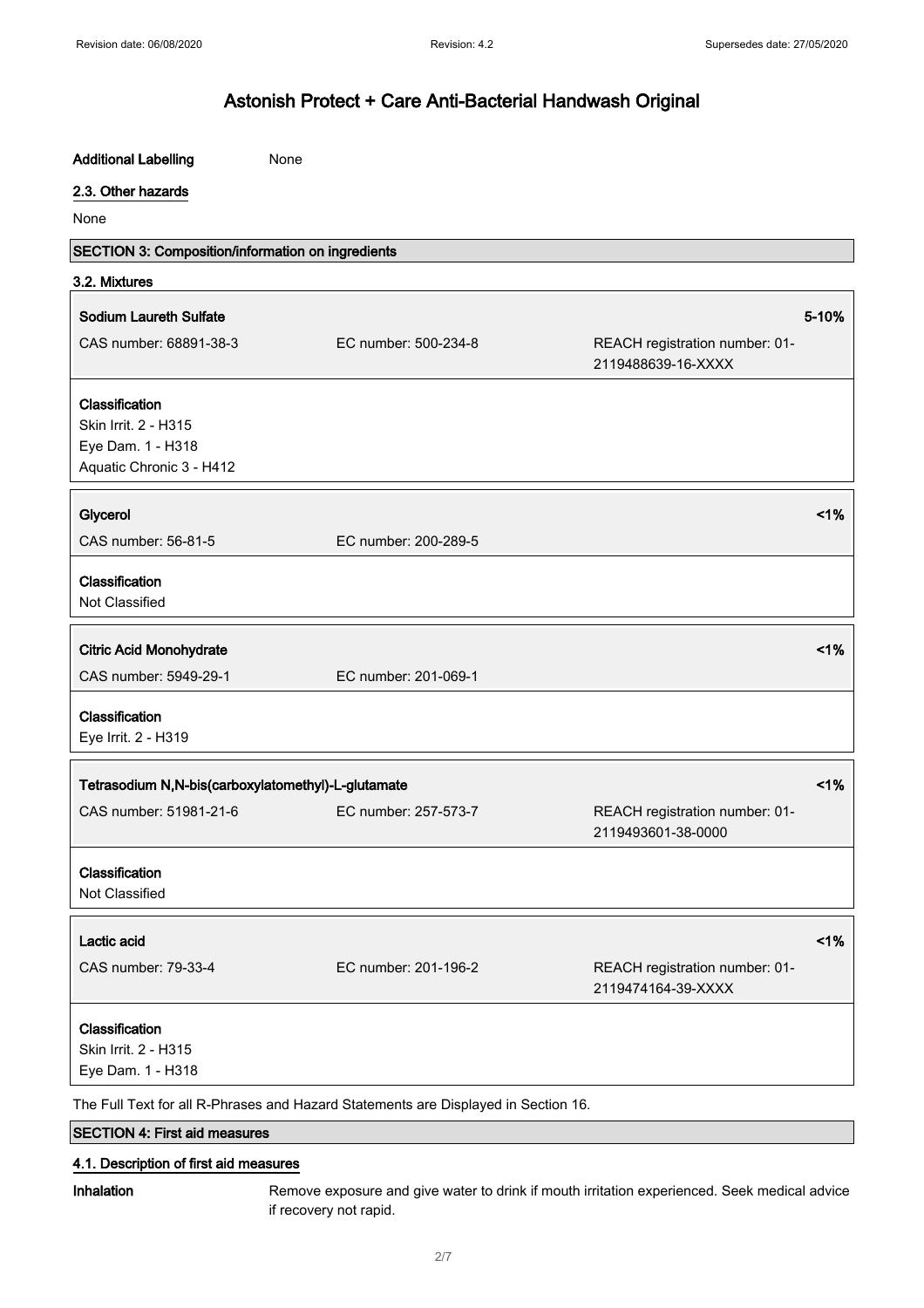# Astonish Protect + Care Anti-Bacterial Handwash Original

**Additional Labelling** None

## 2.3. Other hazards

None

## SECTION 3: Composition/information on ingredients

### 3.2. Mixtures

| **Sodium Laureth Sulfate** | | | **5-10%** |
|---|---|---|---|
| CAS number: 68891-38-3 | EC number: 500-234-8 | REACH registration number: 01-2119488639-16-XXXX | |

**Classification**
Skin Irrit. 2 - H315
Eye Dam. 1 - H318
Aquatic Chronic 3 - H412

| **Glycerol** | | **<1%** |
|---|---|---|
| CAS number: 56-81-5 | EC number: 200-289-5 | |

**Classification**
Not Classified

| **Citric Acid Monohydrate** | | **<1%** |
|---|---|---|
| CAS number: 5949-29-1 | EC number: 201-069-1 | |

**Classification**
Eye Irrit. 2 - H319

| **Tetrasodium N,N-bis(carboxylatomethyl)-L-glutamate** | | | **<1%** |
|---|---|---|---|
| CAS number: 51981-21-6 | EC number: 257-573-7 | REACH registration number: 01-2119493601-38-0000 | |

**Classification**
Not Classified

| **Lactic acid** | | | **<1%** |
|---|---|---|---|
| CAS number: 79-33-4 | EC number: 201-196-2 | REACH registration number: 01-2119474164-39-XXXX | |

**Classification**
Skin Irrit. 2 - H315
Eye Dam. 1 - H318

The Full Text for all R-Phrases and Hazard Statements are Displayed in Section 16.

## SECTION 4: First aid measures

### 4.1. Description of first aid measures

**Inhalation** Remove exposure and give water to drink if mouth irritation experienced. Seek medical advice if recovery not rapid.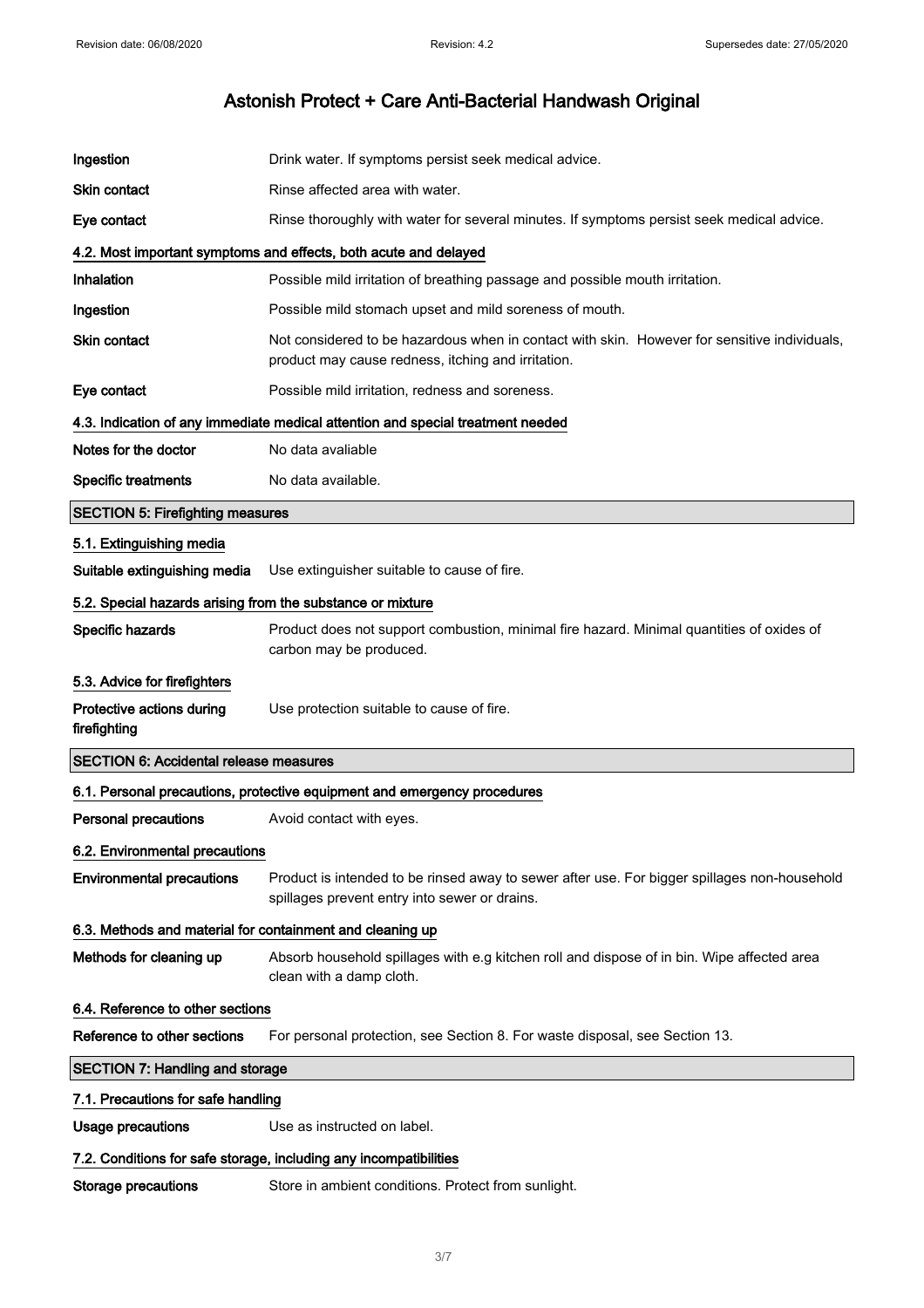| | |
|---|---|
| **Ingestion** | Drink water. If symptoms persist seek medical advice. |
| **Skin contact** | Rinse affected area with water. |
| **Eye contact** | Rinse thoroughly with water for several minutes. If symptoms persist seek medical advice. |

### 4.2. Most important symptoms and effects, both acute and delayed

| | |
|---|---|
| **Inhalation** | Possible mild irritation of breathing passage and possible mouth irritation. |
| **Ingestion** | Possible mild stomach upset and mild soreness of mouth. |
| **Skin contact** | Not considered to be hazardous when in contact with skin. However for sensitive individuals, product may cause redness, itching and irritation. |
| **Eye contact** | Possible mild irritation, redness and soreness. |

### 4.3. Indication of any immediate medical attention and special treatment needed

| | |
|---|---|
| **Notes for the doctor** | No data avaliable |
| **Specific treatments** | No data available. |

## SECTION 5: Firefighting measures

### 5.1. Extinguishing media

**Suitable extinguishing media** Use extinguisher suitable to cause of fire.

### 5.2. Special hazards arising from the substance or mixture

**Specific hazards** Product does not support combustion, minimal fire hazard. Minimal quantities of oxides of carbon may be produced.

### 5.3. Advice for firefighters

**Protective actions during firefighting** Use protection suitable to cause of fire.

## SECTION 6: Accidental release measures

### 6.1. Personal precautions, protective equipment and emergency procedures

**Personal precautions** Avoid contact with eyes.

### 6.2. Environmental precautions

**Environmental precautions** Product is intended to be rinsed away to sewer after use. For bigger spillages non-household spillages prevent entry into sewer or drains.

### 6.3. Methods and material for containment and cleaning up

**Methods for cleaning up** Absorb household spillages with e.g kitchen roll and dispose of in bin. Wipe affected area clean with a damp cloth.

### 6.4. Reference to other sections

**Reference to other sections** For personal protection, see Section 8. For waste disposal, see Section 13.

## SECTION 7: Handling and storage

### 7.1. Precautions for safe handling

**Usage precautions** Use as instructed on label.

### 7.2. Conditions for safe storage, including any incompatibilities

**Storage precautions** Store in ambient conditions. Protect from sunlight.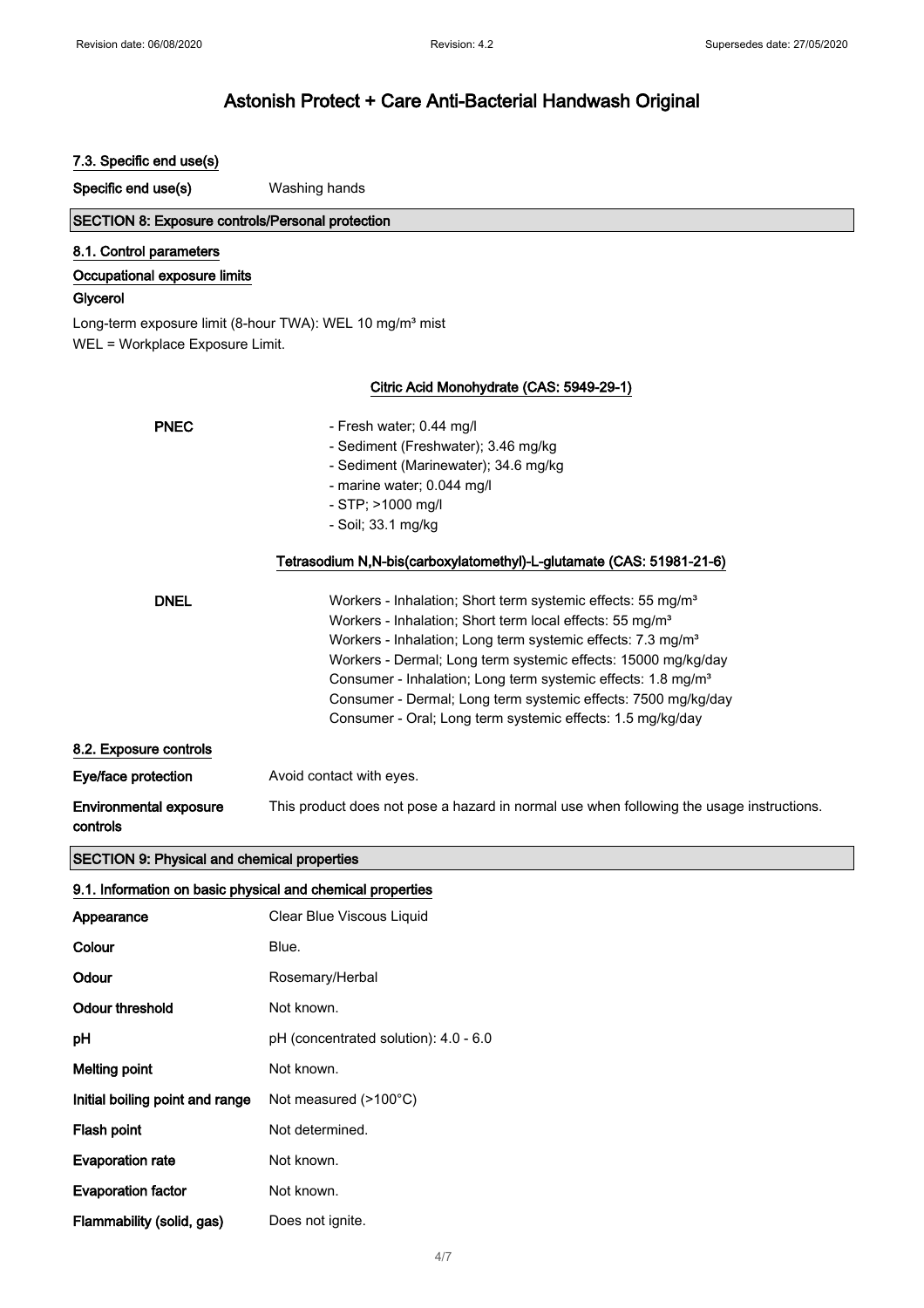# Astonish Protect + Care Anti-Bacterial Handwash Original

### 7.3. Specific end use(s)

**Specific end use(s)** Washing hands

## SECTION 8: Exposure controls/Personal protection

### 8.1. Control parameters

**Occupational exposure limits**

**Glycerol**

Long-term exposure limit (8-hour TWA): WEL 10 mg/m³ mist

WEL = Workplace Exposure Limit.

**Citric Acid Monohydrate (CAS: 5949-29-1)**

**PNEC**
- Fresh water; 0.44 mg/l
- Sediment (Freshwater); 3.46 mg/kg
- Sediment (Marinewater); 34.6 mg/kg
- marine water; 0.044 mg/l
- STP; >1000 mg/l
- Soil; 33.1 mg/kg

**Tetrasodium N,N-bis(carboxylatomethyl)-L-glutamate (CAS: 51981-21-6)**

**DNEL**

Workers - Inhalation; Short term systemic effects: 55 mg/m³
Workers - Inhalation; Short term local effects: 55 mg/m³
Workers - Inhalation; Long term systemic effects: 7.3 mg/m³
Workers - Dermal; Long term systemic effects: 15000 mg/kg/day
Consumer - Inhalation; Long term systemic effects: 1.8 mg/m³
Consumer - Dermal; Long term systemic effects: 7500 mg/kg/day
Consumer - Oral; Long term systemic effects: 1.5 mg/kg/day

### 8.2. Exposure controls

**Eye/face protection** Avoid contact with eyes.

**Environmental exposure controls** This product does not pose a hazard in normal use when following the usage instructions.

## SECTION 9: Physical and chemical properties

### 9.1. Information on basic physical and chemical properties

| | |
|---|---|
| **Appearance** | Clear Blue Viscous Liquid |
| **Colour** | Blue. |
| **Odour** | Rosemary/Herbal |
| **Odour threshold** | Not known. |
| **pH** | pH (concentrated solution): 4.0 - 6.0 |
| **Melting point** | Not known. |
| **Initial boiling point and range** | Not measured (>100°C) |
| **Flash point** | Not determined. |
| **Evaporation rate** | Not known. |
| **Evaporation factor** | Not known. |
| **Flammability (solid, gas)** | Does not ignite. |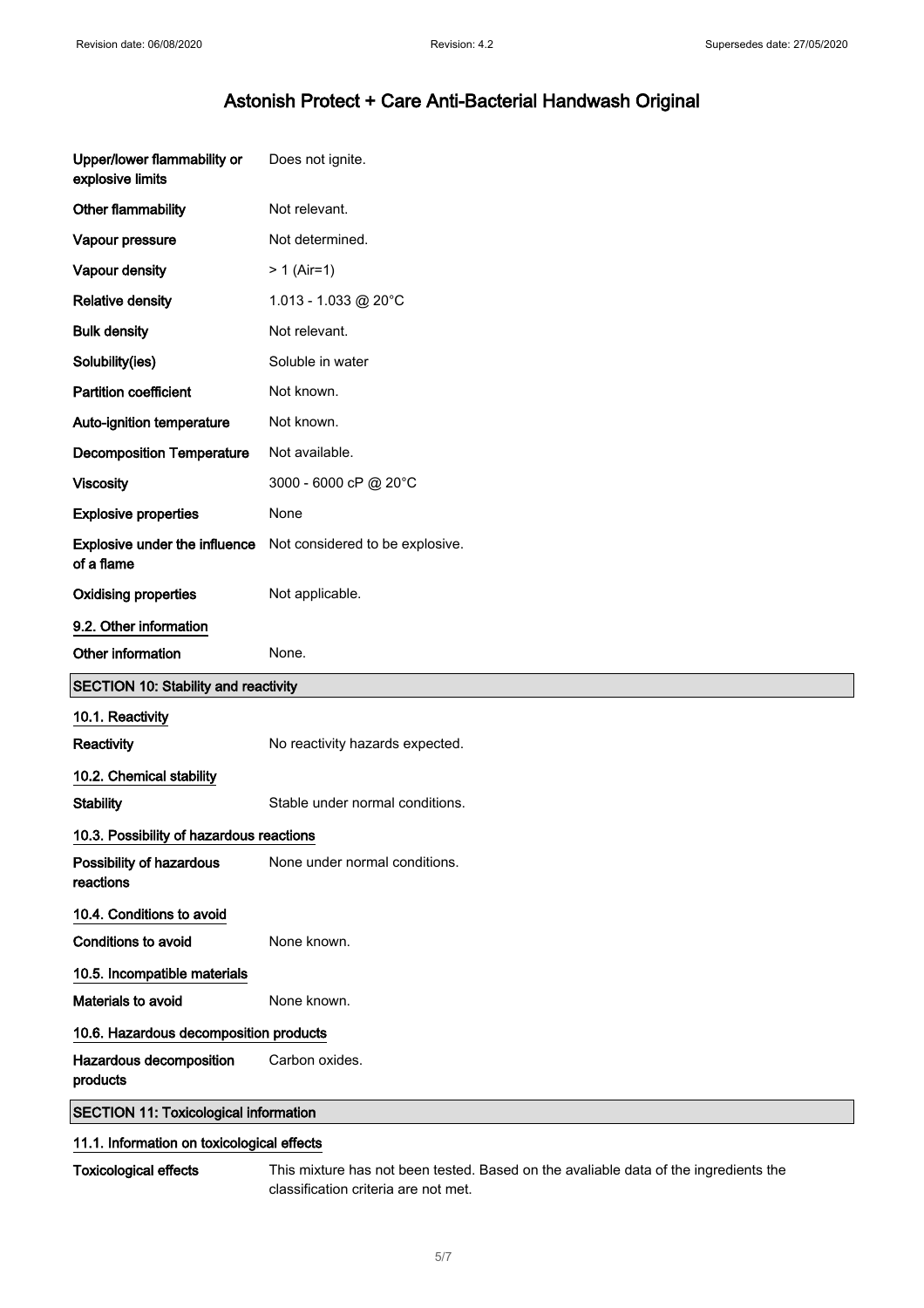| | |
|---|---|
| **Upper/lower flammability or explosive limits** | Does not ignite. |
| **Other flammability** | Not relevant. |
| **Vapour pressure** | Not determined. |
| **Vapour density** | > 1 (Air=1) |
| **Relative density** | 1.013 - 1.033 @ 20°C |
| **Bulk density** | Not relevant. |
| **Solubility(ies)** | Soluble in water |
| **Partition coefficient** | Not known. |
| **Auto-ignition temperature** | Not known. |
| **Decomposition Temperature** | Not available. |
| **Viscosity** | 3000 - 6000 cP @ 20°C |
| **Explosive properties** | None |
| **Explosive under the influence of a flame** | Not considered to be explosive. |
| **Oxidising properties** | Not applicable. |

### 9.2. Other information

**Other information** None.

## SECTION 10: Stability and reactivity

### 10.1. Reactivity

**Reactivity** No reactivity hazards expected.

### 10.2. Chemical stability

**Stability** Stable under normal conditions.

### 10.3. Possibility of hazardous reactions

**Possibility of hazardous reactions** None under normal conditions.

### 10.4. Conditions to avoid

**Conditions to avoid** None known.

### 10.5. Incompatible materials

**Materials to avoid** None known.

### 10.6. Hazardous decomposition products

**Hazardous decomposition products** Carbon oxides.

## SECTION 11: Toxicological information

### 11.1. Information on toxicological effects

**Toxicological effects** This mixture has not been tested. Based on the avaliable data of the ingredients the classification criteria are not met.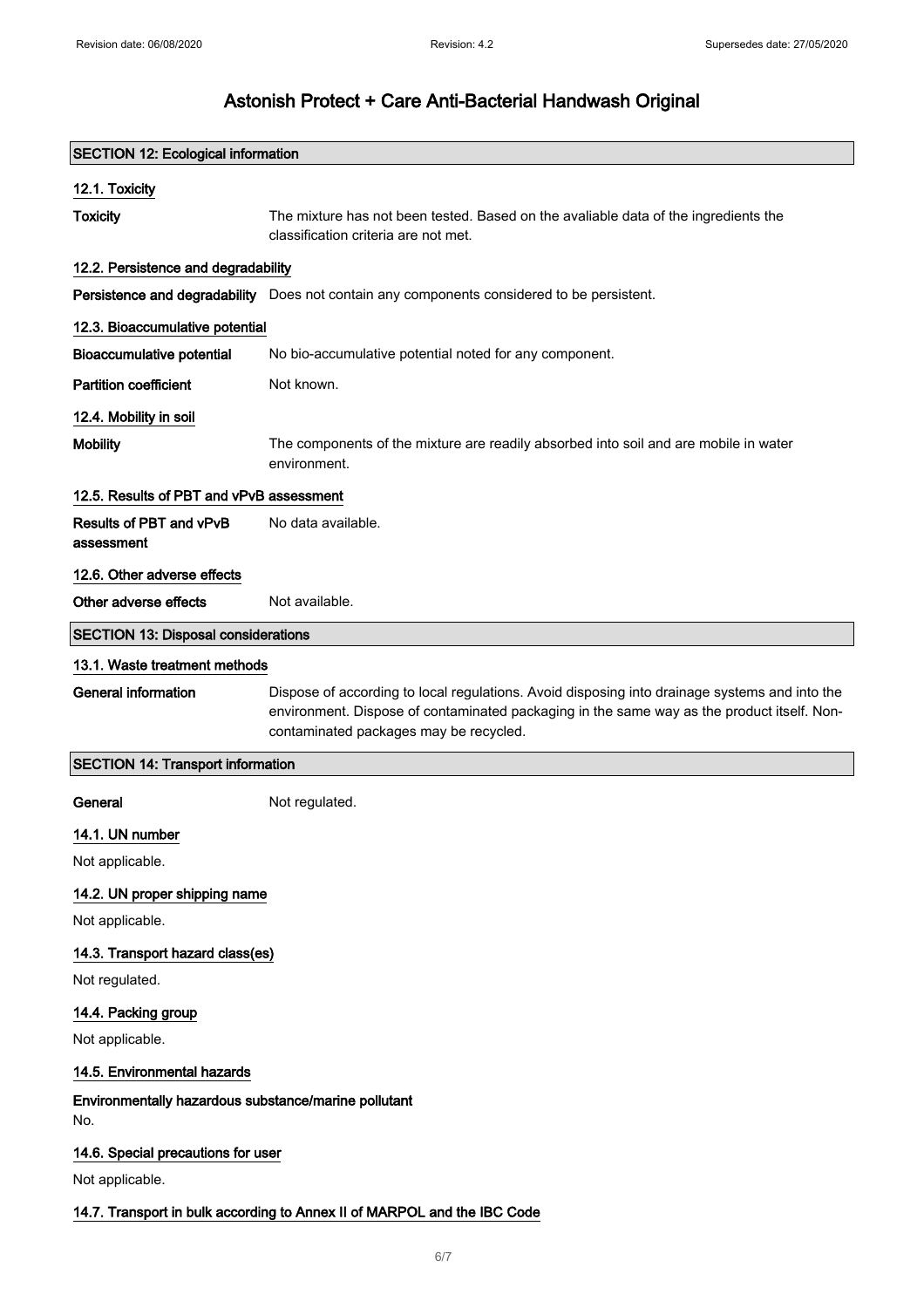# Astonish Protect + Care Anti-Bacterial Handwash Original

## SECTION 12: Ecological information

### 12.1. Toxicity

**Toxicity** The mixture has not been tested. Based on the avaliable data of the ingredients the classification criteria are not met.

### 12.2. Persistence and degradability

**Persistence and degradability** Does not contain any components considered to be persistent.

### 12.3. Bioaccumulative potential

**Bioaccumulative potential** No bio-accumulative potential noted for any component.

**Partition coefficient** Not known.

### 12.4. Mobility in soil

**Mobility** The components of the mixture are readily absorbed into soil and are mobile in water environment.

### 12.5. Results of PBT and vPvB assessment

**Results of PBT and vPvB assessment** No data available.

### 12.6. Other adverse effects

**Other adverse effects** Not available.

## SECTION 13: Disposal considerations

### 13.1. Waste treatment methods

**General information** Dispose of according to local regulations. Avoid disposing into drainage systems and into the environment. Dispose of contaminated packaging in the same way as the product itself. Non-contaminated packages may be recycled.

## SECTION 14: Transport information

**General** Not regulated.

### 14.1. UN number

Not applicable.

### 14.2. UN proper shipping name

Not applicable.

### 14.3. Transport hazard class(es)

Not regulated.

### 14.4. Packing group

Not applicable.

### 14.5. Environmental hazards

**Environmentally hazardous substance/marine pollutant**

No.

### 14.6. Special precautions for user

Not applicable.

### 14.7. Transport in bulk according to Annex II of MARPOL and the IBC Code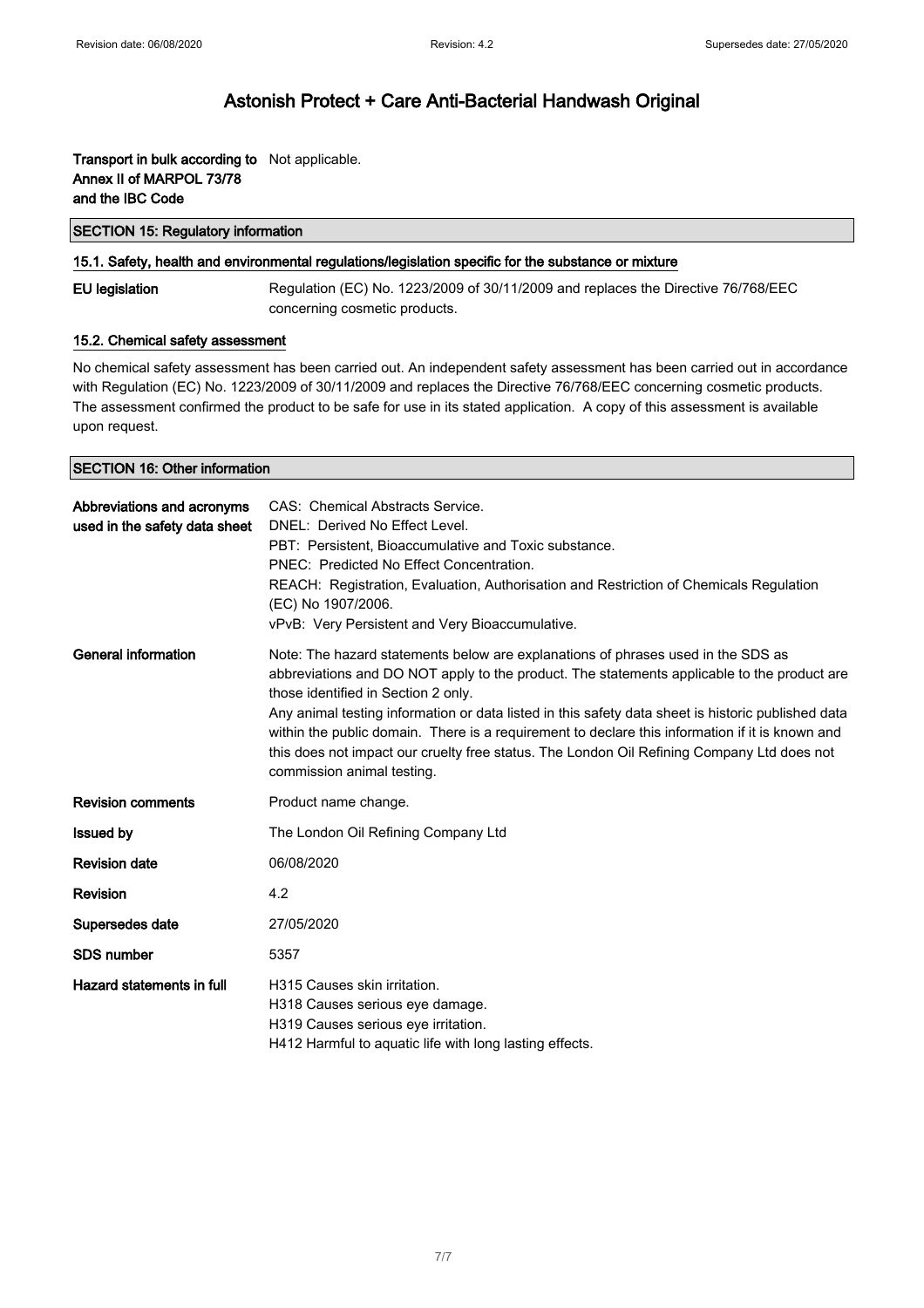| | |
|---|---|
| **Transport in bulk according to Annex II of MARPOL 73/78 and the IBC Code** | Not applicable. |

## SECTION 15: Regulatory information

### 15.1. Safety, health and environmental regulations/legislation specific for the substance or mixture

| | |
|---|---|
| **EU legislation** | Regulation (EC) No. 1223/2009 of 30/11/2009 and replaces the Directive 76/768/EEC concerning cosmetic products. |

### 15.2. Chemical safety assessment

No chemical safety assessment has been carried out. An independent safety assessment has been carried out in accordance with Regulation (EC) No. 1223/2009 of 30/11/2009 and replaces the Directive 76/768/EEC concerning cosmetic products. The assessment confirmed the product to be safe for use in its stated application. A copy of this assessment is available upon request.

## SECTION 16: Other information

| | |
|---|---|
| **Abbreviations and acronyms used in the safety data sheet** | CAS: Chemical Abstracts Service.<br>DNEL: Derived No Effect Level.<br>PBT: Persistent, Bioaccumulative and Toxic substance.<br>PNEC: Predicted No Effect Concentration.<br>REACH: Registration, Evaluation, Authorisation and Restriction of Chemicals Regulation (EC) No 1907/2006.<br>vPvB: Very Persistent and Very Bioaccumulative. |
| **General information** | Note: The hazard statements below are explanations of phrases used in the SDS as abbreviations and DO NOT apply to the product. The statements applicable to the product are those identified in Section 2 only.<br>Any animal testing information or data listed in this safety data sheet is historic published data within the public domain. There is a requirement to declare this information if it is known and this does not impact our cruelty free status. The London Oil Refining Company Ltd does not commission animal testing. |
| **Revision comments** | Product name change. |
| **Issued by** | The London Oil Refining Company Ltd |
| **Revision date** | 06/08/2020 |
| **Revision** | 4.2 |
| **Supersedes date** | 27/05/2020 |
| **SDS number** | 5357 |
| **Hazard statements in full** | H315 Causes skin irritation.<br>H318 Causes serious eye damage.<br>H319 Causes serious eye irritation.<br>H412 Harmful to aquatic life with long lasting effects. |